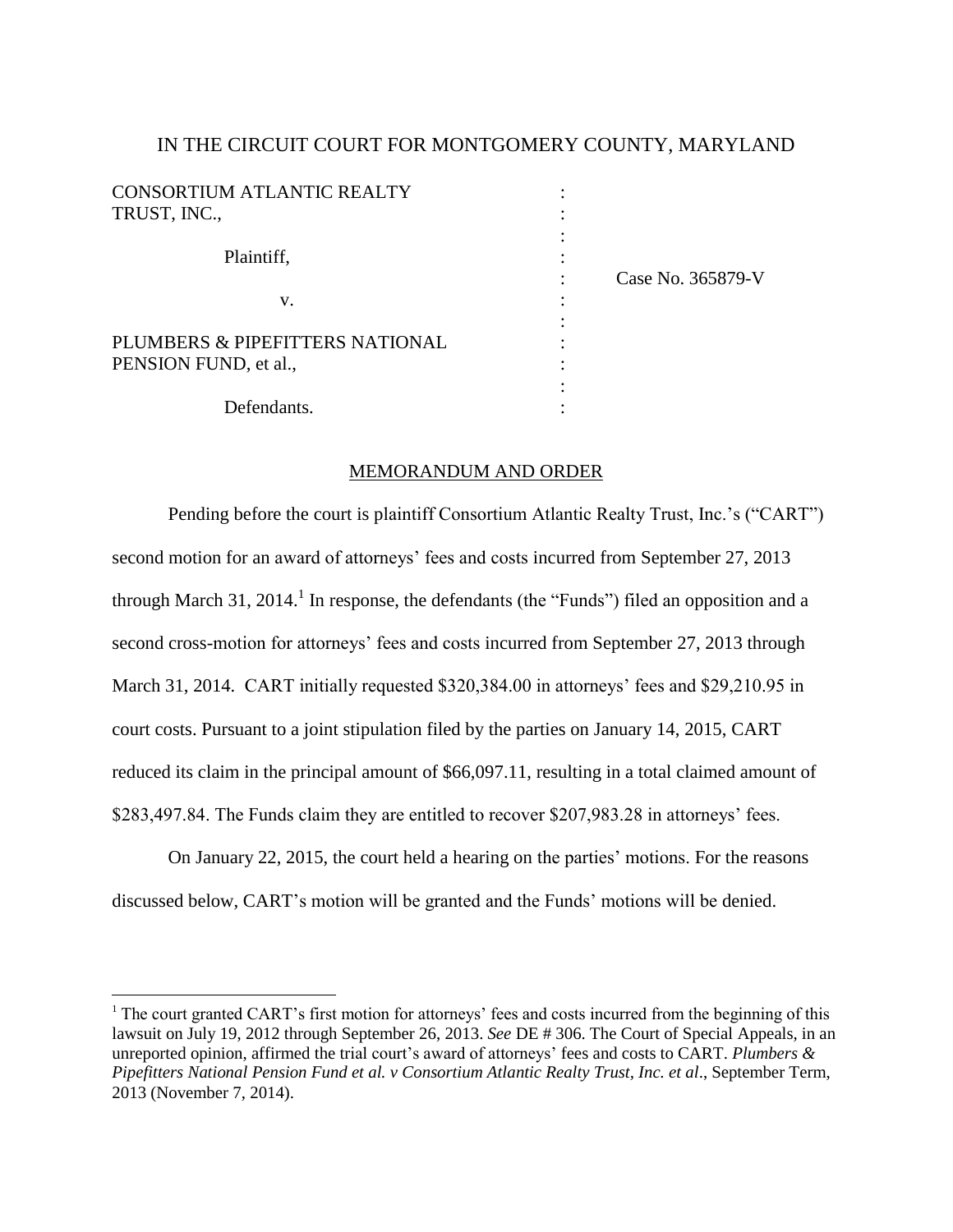IN THE CIRCUIT COURT FOR MONTGOMERY COUNTY, MARYLAND

| | | |
|---|---|---|
| CONSORTIUM ATLANTIC REALTY TRUST, INC., | : | |
| Plaintiff, | : | Case No. 365879-V |
| v. | : | |
| PLUMBERS & PIPEFITTERS NATIONAL PENSION FUND, et al., | : | |
| Defendants. | : | |

MEMORANDUM AND ORDER

Pending before the court is plaintiff Consortium Atlantic Realty Trust, Inc.'s ("CART") second motion for an award of attorneys' fees and costs incurred from September 27, 2013 through March 31, 2014.[1] In response, the defendants (the "Funds") filed an opposition and a second cross-motion for attorneys' fees and costs incurred from September 27, 2013 through March 31, 2014. CART initially requested $320,384.00 in attorneys' fees and $29,210.95 in court costs. Pursuant to a joint stipulation filed by the parties on January 14, 2015, CART reduced its claim in the principal amount of $66,097.11, resulting in a total claimed amount of $283,497.84. The Funds claim they are entitled to recover $207,983.28 in attorneys' fees.

On January 22, 2015, the court held a hearing on the parties' motions. For the reasons discussed below, CART's motion will be granted and the Funds' motions will be denied.

---

[1] The court granted CART's first motion for attorneys' fees and costs incurred from the beginning of this lawsuit on July 19, 2012 through September 26, 2013. *See* DE # 306. The Court of Special Appeals, in an unreported opinion, affirmed the trial court's award of attorneys' fees and costs to CART. *Plumbers & Pipefitters National Pension Fund et al. v Consortium Atlantic Realty Trust, Inc. et al*., September Term, 2013 (November 7, 2014).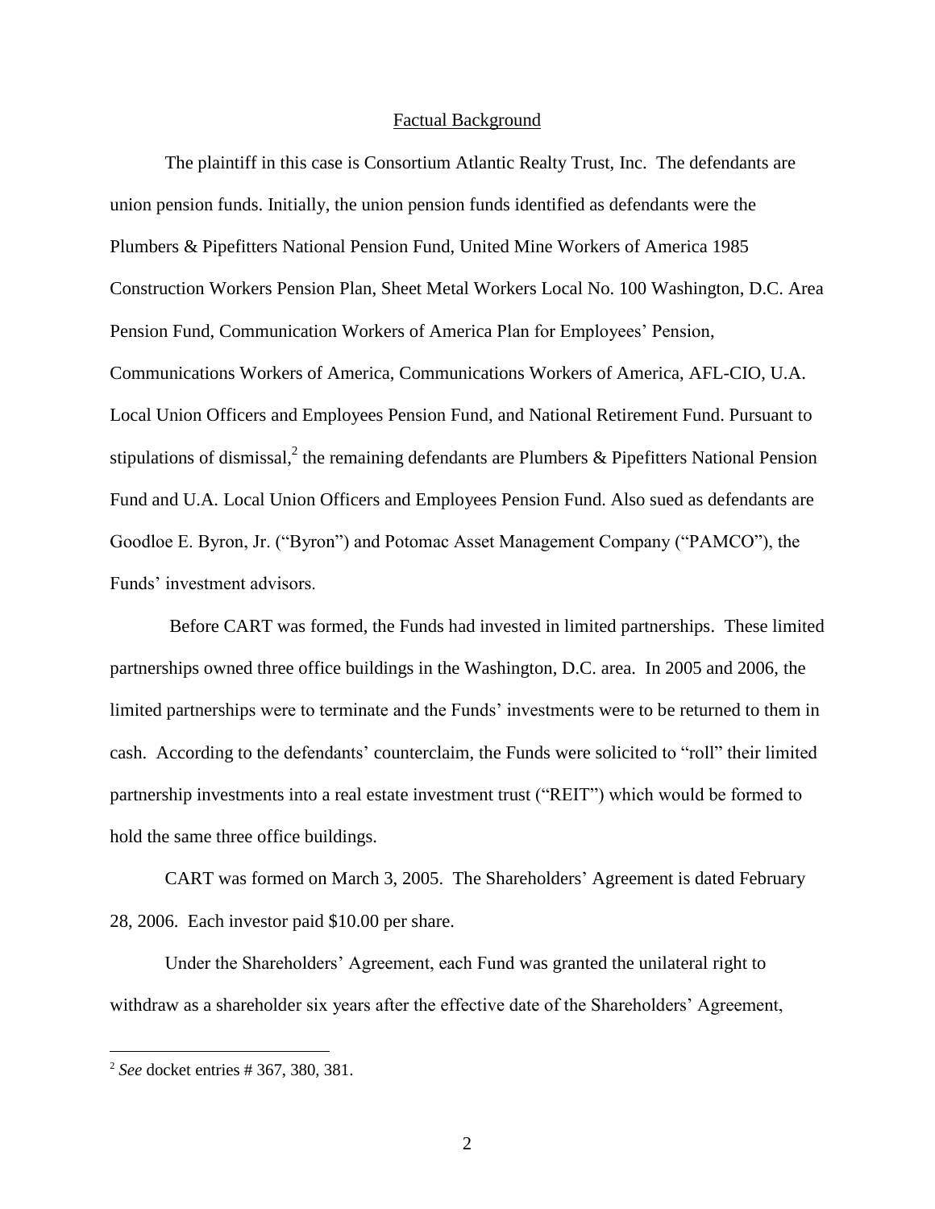## Factual Background

The plaintiff in this case is Consortium Atlantic Realty Trust, Inc. The defendants are union pension funds. Initially, the union pension funds identified as defendants were the Plumbers & Pipefitters National Pension Fund, United Mine Workers of America 1985 Construction Workers Pension Plan, Sheet Metal Workers Local No. 100 Washington, D.C. Area Pension Fund, Communication Workers of America Plan for Employees' Pension, Communications Workers of America, Communications Workers of America, AFL-CIO, U.A. Local Union Officers and Employees Pension Fund, and National Retirement Fund. Pursuant to stipulations of dismissal,[2] the remaining defendants are Plumbers & Pipefitters National Pension Fund and U.A. Local Union Officers and Employees Pension Fund. Also sued as defendants are Goodloe E. Byron, Jr. ("Byron") and Potomac Asset Management Company ("PAMCO"), the Funds' investment advisors.

Before CART was formed, the Funds had invested in limited partnerships. These limited partnerships owned three office buildings in the Washington, D.C. area. In 2005 and 2006, the limited partnerships were to terminate and the Funds' investments were to be returned to them in cash. According to the defendants' counterclaim, the Funds were solicited to "roll" their limited partnership investments into a real estate investment trust ("REIT") which would be formed to hold the same three office buildings.

CART was formed on March 3, 2005. The Shareholders' Agreement is dated February 28, 2006. Each investor paid $10.00 per share.

Under the Shareholders' Agreement, each Fund was granted the unilateral right to withdraw as a shareholder six years after the effective date of the Shareholders' Agreement,

---

[2] *See* docket entries # 367, 380, 381.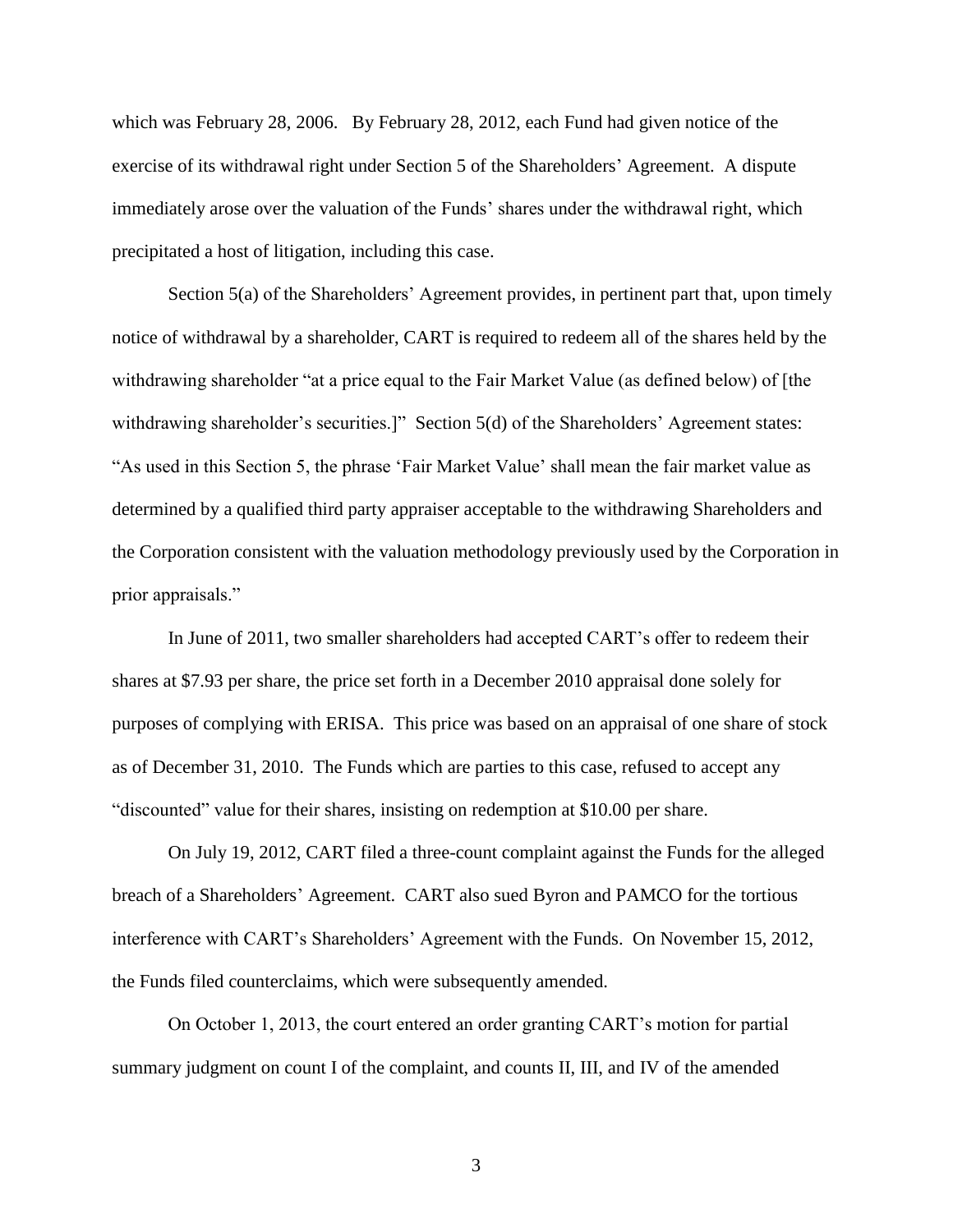which was February 28, 2006. By February 28, 2012, each Fund had given notice of the exercise of its withdrawal right under Section 5 of the Shareholders' Agreement. A dispute immediately arose over the valuation of the Funds' shares under the withdrawal right, which precipitated a host of litigation, including this case.

Section 5(a) of the Shareholders' Agreement provides, in pertinent part that, upon timely notice of withdrawal by a shareholder, CART is required to redeem all of the shares held by the withdrawing shareholder "at a price equal to the Fair Market Value (as defined below) of [the withdrawing shareholder's securities.]" Section 5(d) of the Shareholders' Agreement states: "As used in this Section 5, the phrase 'Fair Market Value' shall mean the fair market value as determined by a qualified third party appraiser acceptable to the withdrawing Shareholders and the Corporation consistent with the valuation methodology previously used by the Corporation in prior appraisals."

In June of 2011, two smaller shareholders had accepted CART's offer to redeem their shares at $7.93 per share, the price set forth in a December 2010 appraisal done solely for purposes of complying with ERISA. This price was based on an appraisal of one share of stock as of December 31, 2010. The Funds which are parties to this case, refused to accept any "discounted" value for their shares, insisting on redemption at $10.00 per share.

On July 19, 2012, CART filed a three-count complaint against the Funds for the alleged breach of a Shareholders' Agreement. CART also sued Byron and PAMCO for the tortious interference with CART's Shareholders' Agreement with the Funds. On November 15, 2012, the Funds filed counterclaims, which were subsequently amended.

On October 1, 2013, the court entered an order granting CART's motion for partial summary judgment on count I of the complaint, and counts II, III, and IV of the amended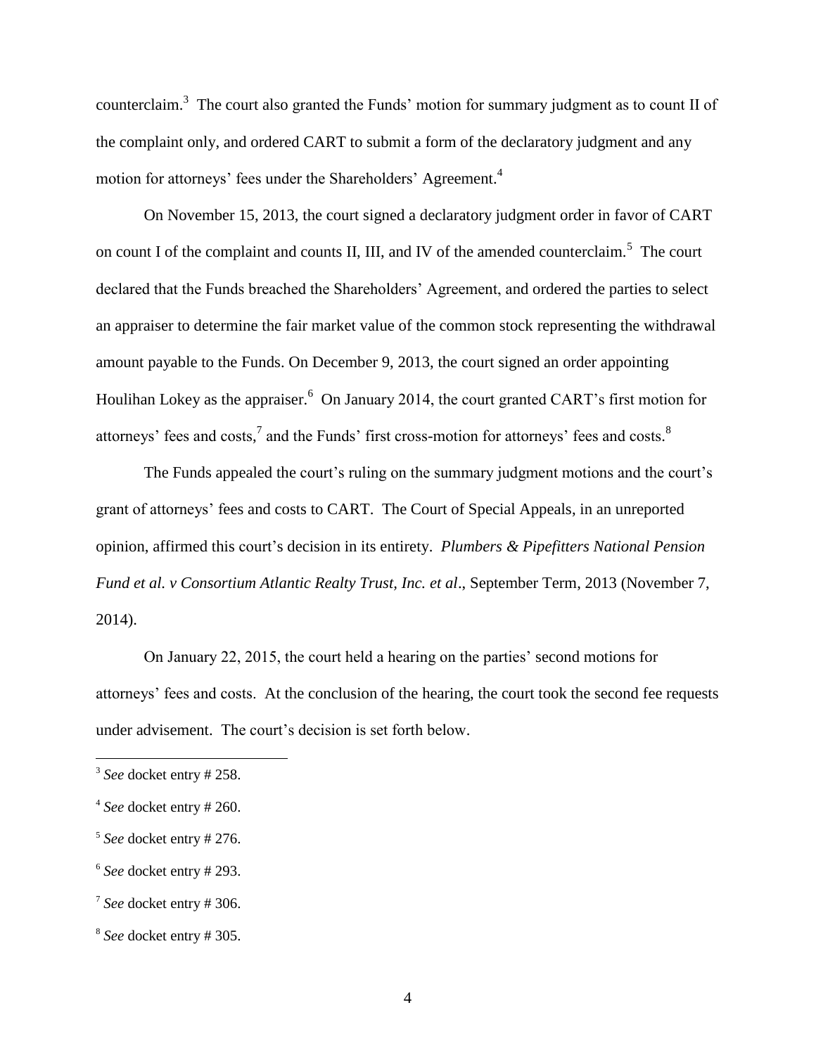counterclaim.[3] The court also granted the Funds' motion for summary judgment as to count II of the complaint only, and ordered CART to submit a form of the declaratory judgment and any motion for attorneys' fees under the Shareholders' Agreement.[4]

On November 15, 2013, the court signed a declaratory judgment order in favor of CART on count I of the complaint and counts II, III, and IV of the amended counterclaim.[5] The court declared that the Funds breached the Shareholders' Agreement, and ordered the parties to select an appraiser to determine the fair market value of the common stock representing the withdrawal amount payable to the Funds. On December 9, 2013, the court signed an order appointing Houlihan Lokey as the appraiser.[6] On January 2014, the court granted CART's first motion for attorneys' fees and costs,[7] and the Funds' first cross-motion for attorneys' fees and costs.[8]

The Funds appealed the court's ruling on the summary judgment motions and the court's grant of attorneys' fees and costs to CART. The Court of Special Appeals, in an unreported opinion, affirmed this court's decision in its entirety. *Plumbers & Pipefitters National Pension Fund et al. v Consortium Atlantic Realty Trust, Inc. et al*., September Term, 2013 (November 7, 2014).

On January 22, 2015, the court held a hearing on the parties' second motions for attorneys' fees and costs. At the conclusion of the hearing, the court took the second fee requests under advisement. The court's decision is set forth below.

---

[3] *See* docket entry # 258.

[4] *See* docket entry # 260.

[5] *See* docket entry # 276.

[6] *See* docket entry # 293.

[7] *See* docket entry # 306.

[8] *See* docket entry # 305.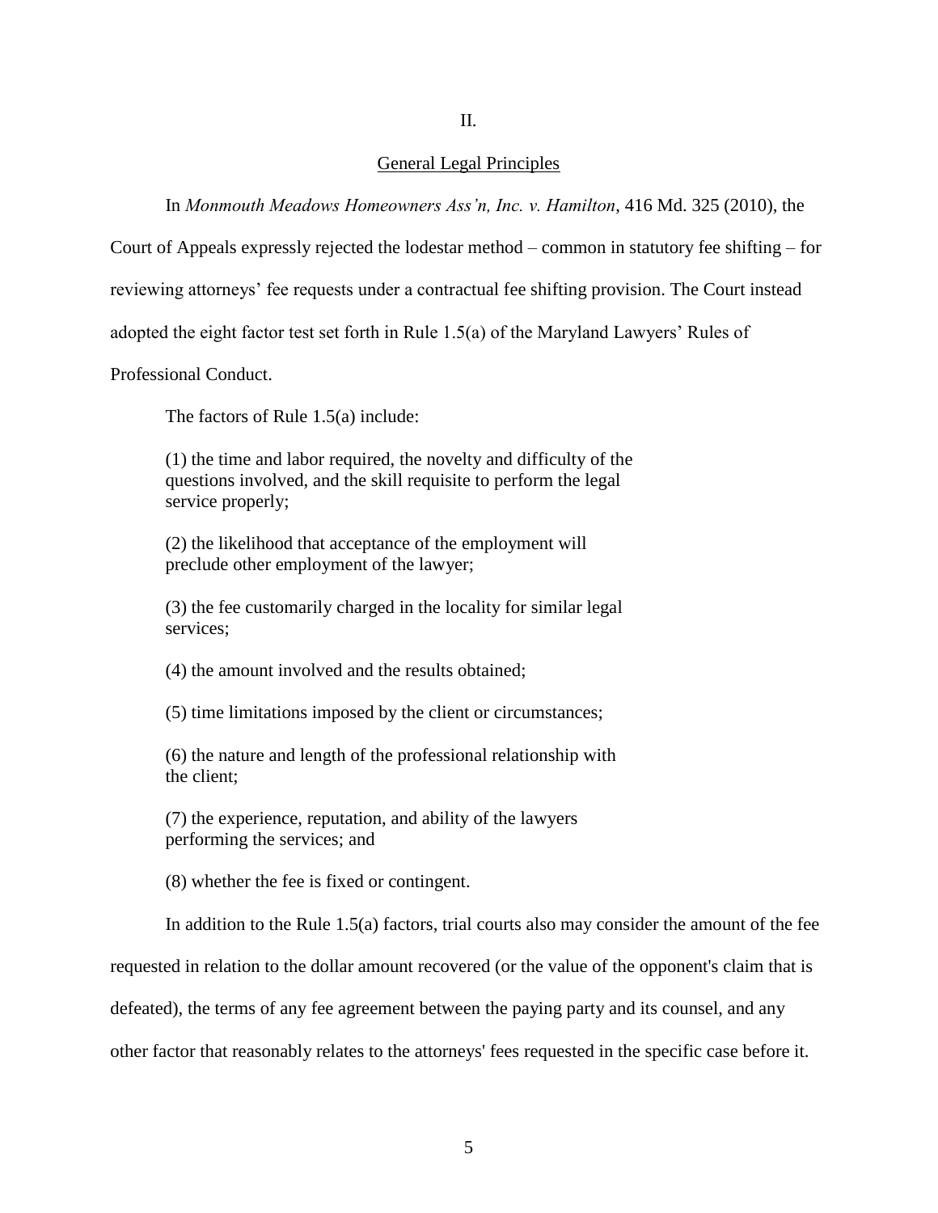## II.

### General Legal Principles

In *Monmouth Meadows Homeowners Ass'n, Inc. v. Hamilton*, 416 Md. 325 (2010), the Court of Appeals expressly rejected the lodestar method – common in statutory fee shifting – for reviewing attorneys' fee requests under a contractual fee shifting provision. The Court instead adopted the eight factor test set forth in Rule 1.5(a) of the Maryland Lawyers' Rules of Professional Conduct.

The factors of Rule 1.5(a) include:

> (1) the time and labor required, the novelty and difficulty of the questions involved, and the skill requisite to perform the legal service properly;
>
> (2) the likelihood that acceptance of the employment will preclude other employment of the lawyer;
>
> (3) the fee customarily charged in the locality for similar legal services;
>
> (4) the amount involved and the results obtained;
>
> (5) time limitations imposed by the client or circumstances;
>
> (6) the nature and length of the professional relationship with the client;
>
> (7) the experience, reputation, and ability of the lawyers performing the services; and
>
> (8) whether the fee is fixed or contingent.

In addition to the Rule 1.5(a) factors, trial courts also may consider the amount of the fee requested in relation to the dollar amount recovered (or the value of the opponent's claim that is defeated), the terms of any fee agreement between the paying party and its counsel, and any other factor that reasonably relates to the attorneys' fees requested in the specific case before it.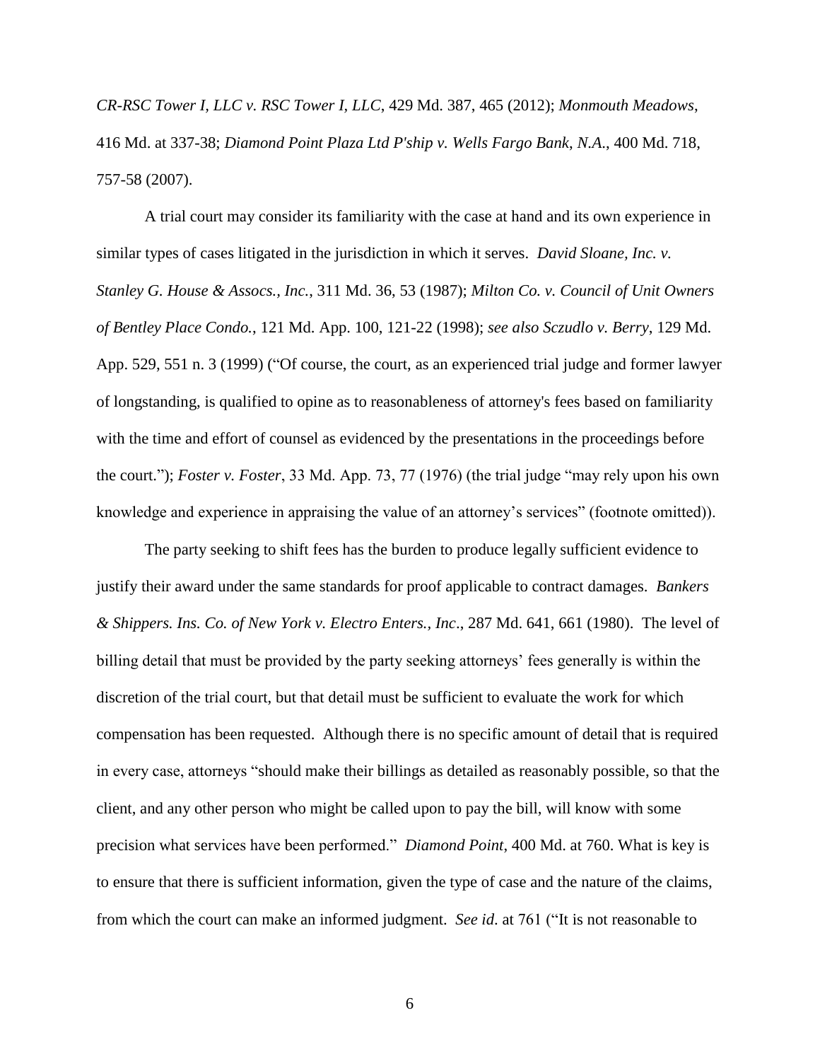*CR-RSC Tower I, LLC v. RSC Tower I, LLC*, 429 Md. 387, 465 (2012); *Monmouth Meadows*, 416 Md. at 337-38; *Diamond Point Plaza Ltd P'ship v. Wells Fargo Bank, N.A.*, 400 Md. 718, 757-58 (2007).

A trial court may consider its familiarity with the case at hand and its own experience in similar types of cases litigated in the jurisdiction in which it serves. *David Sloane, Inc. v. Stanley G. House & Assocs., Inc.*, 311 Md. 36, 53 (1987); *Milton Co. v. Council of Unit Owners of Bentley Place Condo.*, 121 Md. App. 100, 121-22 (1998); *see also Sczudlo v. Berry*, 129 Md. App. 529, 551 n. 3 (1999) ("Of course, the court, as an experienced trial judge and former lawyer of longstanding, is qualified to opine as to reasonableness of attorney's fees based on familiarity with the time and effort of counsel as evidenced by the presentations in the proceedings before the court."); *Foster v. Foster*, 33 Md. App. 73, 77 (1976) (the trial judge "may rely upon his own knowledge and experience in appraising the value of an attorney's services" (footnote omitted)).

The party seeking to shift fees has the burden to produce legally sufficient evidence to justify their award under the same standards for proof applicable to contract damages. *Bankers & Shippers. Ins. Co. of New York v. Electro Enters., Inc*., 287 Md. 641, 661 (1980). The level of billing detail that must be provided by the party seeking attorneys' fees generally is within the discretion of the trial court, but that detail must be sufficient to evaluate the work for which compensation has been requested. Although there is no specific amount of detail that is required in every case, attorneys "should make their billings as detailed as reasonably possible, so that the client, and any other person who might be called upon to pay the bill, will know with some precision what services have been performed." *Diamond Point*, 400 Md. at 760. What is key is to ensure that there is sufficient information, given the type of case and the nature of the claims, from which the court can make an informed judgment. *See id*. at 761 ("It is not reasonable to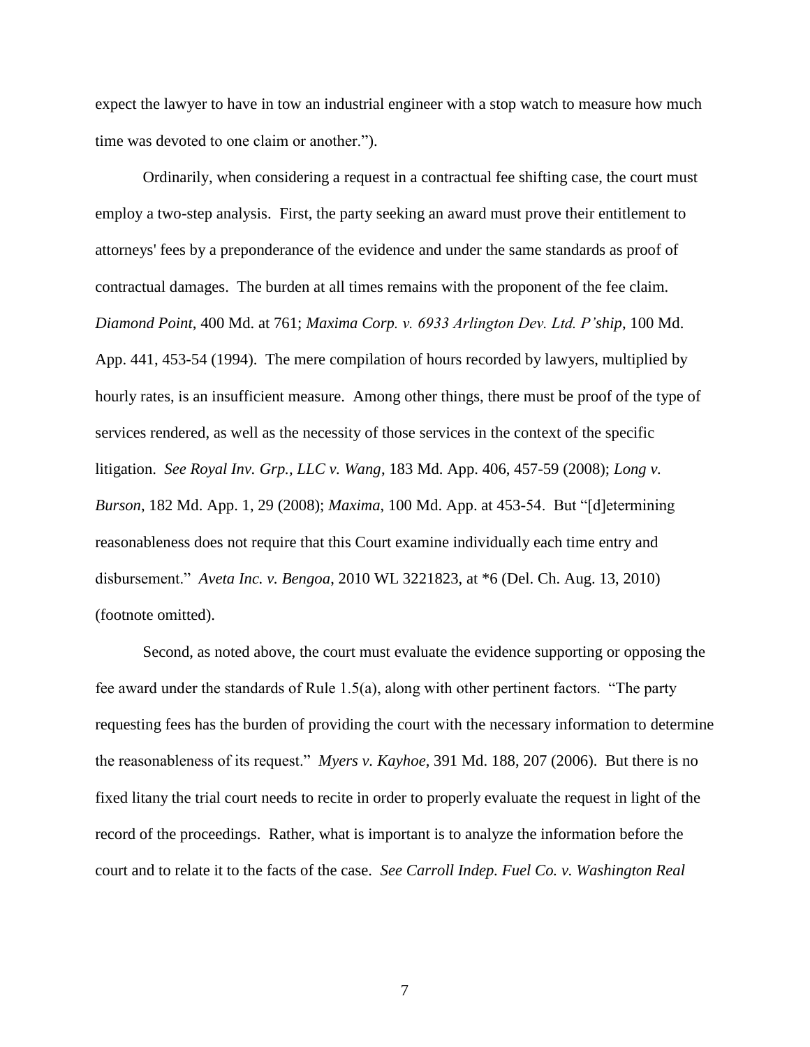expect the lawyer to have in tow an industrial engineer with a stop watch to measure how much time was devoted to one claim or another.").

Ordinarily, when considering a request in a contractual fee shifting case, the court must employ a two-step analysis. First, the party seeking an award must prove their entitlement to attorneys' fees by a preponderance of the evidence and under the same standards as proof of contractual damages. The burden at all times remains with the proponent of the fee claim. *Diamond Point*, 400 Md. at 761; *Maxima Corp. v. 6933 Arlington Dev. Ltd. P'ship*, 100 Md. App. 441, 453-54 (1994). The mere compilation of hours recorded by lawyers, multiplied by hourly rates, is an insufficient measure. Among other things, there must be proof of the type of services rendered, as well as the necessity of those services in the context of the specific litigation. *See Royal Inv. Grp., LLC v. Wang*, 183 Md. App. 406, 457-59 (2008); *Long v. Burson*, 182 Md. App. 1, 29 (2008); *Maxima*, 100 Md. App. at 453-54. But "[d]etermining reasonableness does not require that this Court examine individually each time entry and disbursement." *Aveta Inc. v. Bengoa*, 2010 WL 3221823, at *6 (Del. Ch. Aug. 13, 2010) (footnote omitted).

Second, as noted above, the court must evaluate the evidence supporting or opposing the fee award under the standards of Rule 1.5(a), along with other pertinent factors. "The party requesting fees has the burden of providing the court with the necessary information to determine the reasonableness of its request." *Myers v. Kayhoe*, 391 Md. 188, 207 (2006). But there is no fixed litany the trial court needs to recite in order to properly evaluate the request in light of the record of the proceedings. Rather, what is important is to analyze the information before the court and to relate it to the facts of the case. *See Carroll Indep. Fuel Co. v. Washington Real*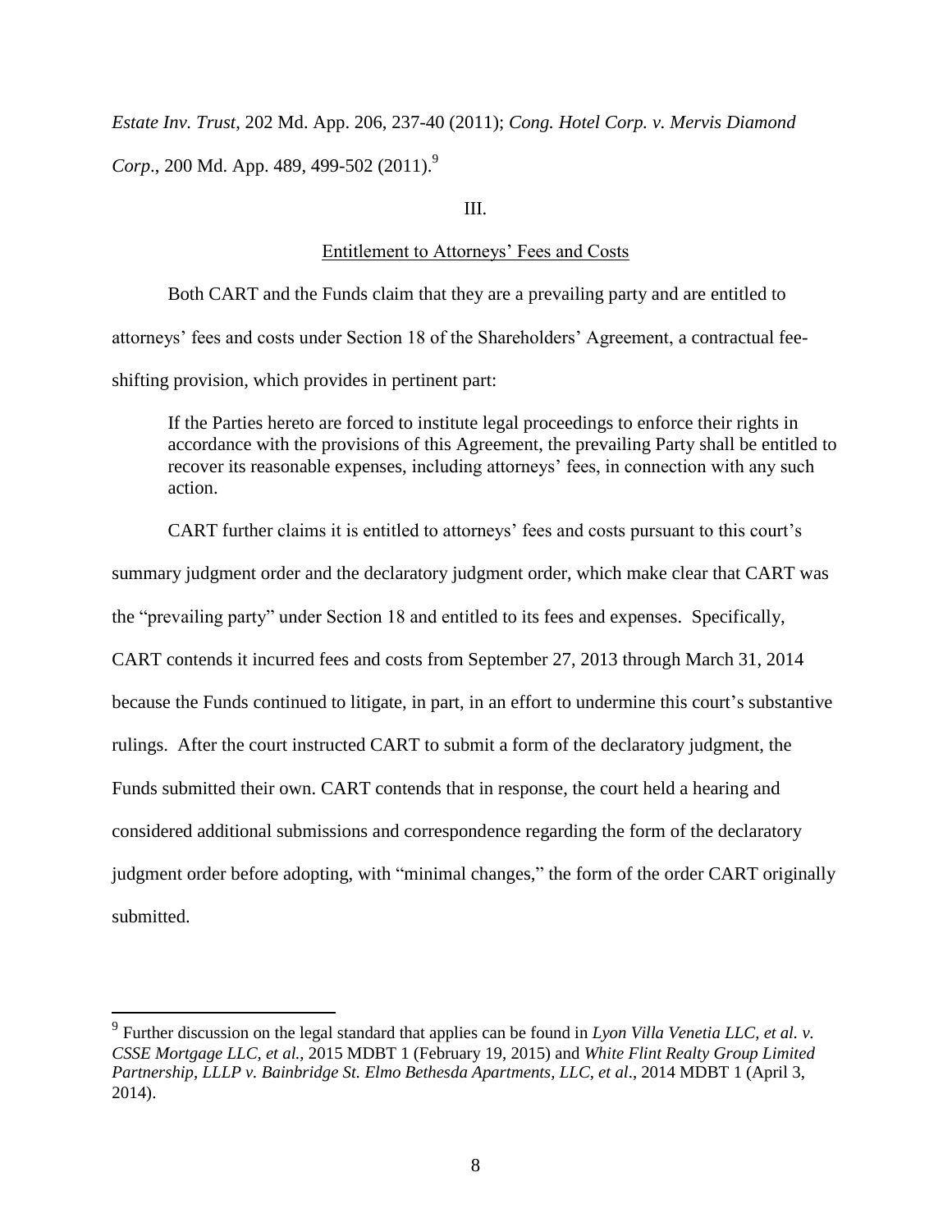*Estate Inv. Trust*, 202 Md. App. 206, 237-40 (2011); *Cong. Hotel Corp. v. Mervis Diamond Corp.*, 200 Md. App. 489, 499-502 (2011).[9]

III.

Entitlement to Attorneys' Fees and Costs

Both CART and the Funds claim that they are a prevailing party and are entitled to attorneys' fees and costs under Section 18 of the Shareholders' Agreement, a contractual fee-shifting provision, which provides in pertinent part:

> If the Parties hereto are forced to institute legal proceedings to enforce their rights in accordance with the provisions of this Agreement, the prevailing Party shall be entitled to recover its reasonable expenses, including attorneys' fees, in connection with any such action.

CART further claims it is entitled to attorneys' fees and costs pursuant to this court's summary judgment order and the declaratory judgment order, which make clear that CART was the "prevailing party" under Section 18 and entitled to its fees and expenses. Specifically, CART contends it incurred fees and costs from September 27, 2013 through March 31, 2014 because the Funds continued to litigate, in part, in an effort to undermine this court's substantive rulings. After the court instructed CART to submit a form of the declaratory judgment, the Funds submitted their own. CART contends that in response, the court held a hearing and considered additional submissions and correspondence regarding the form of the declaratory judgment order before adopting, with "minimal changes," the form of the order CART originally submitted.

[9] Further discussion on the legal standard that applies can be found in *Lyon Villa Venetia LLC, et al. v. CSSE Mortgage LLC, et al.*, 2015 MDBT 1 (February 19, 2015) and *White Flint Realty Group Limited Partnership, LLLP v. Bainbridge St. Elmo Bethesda Apartments, LLC, et al*., 2014 MDBT 1 (April 3, 2014).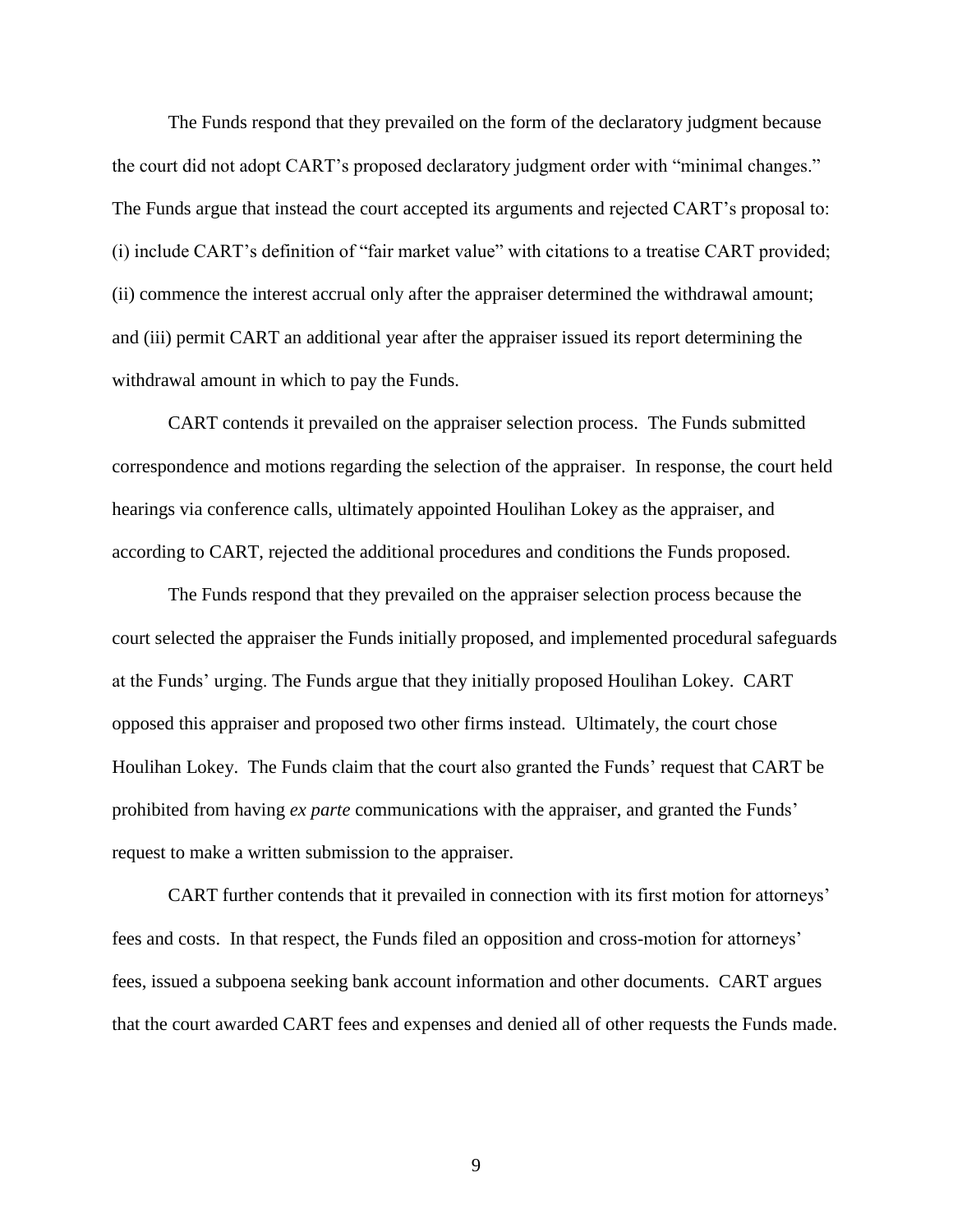The Funds respond that they prevailed on the form of the declaratory judgment because the court did not adopt CART's proposed declaratory judgment order with "minimal changes." The Funds argue that instead the court accepted its arguments and rejected CART's proposal to: (i) include CART's definition of "fair market value" with citations to a treatise CART provided; (ii) commence the interest accrual only after the appraiser determined the withdrawal amount; and (iii) permit CART an additional year after the appraiser issued its report determining the withdrawal amount in which to pay the Funds.

CART contends it prevailed on the appraiser selection process. The Funds submitted correspondence and motions regarding the selection of the appraiser. In response, the court held hearings via conference calls, ultimately appointed Houlihan Lokey as the appraiser, and according to CART, rejected the additional procedures and conditions the Funds proposed.

The Funds respond that they prevailed on the appraiser selection process because the court selected the appraiser the Funds initially proposed, and implemented procedural safeguards at the Funds' urging. The Funds argue that they initially proposed Houlihan Lokey. CART opposed this appraiser and proposed two other firms instead. Ultimately, the court chose Houlihan Lokey. The Funds claim that the court also granted the Funds' request that CART be prohibited from having *ex parte* communications with the appraiser, and granted the Funds' request to make a written submission to the appraiser.

CART further contends that it prevailed in connection with its first motion for attorneys' fees and costs. In that respect, the Funds filed an opposition and cross-motion for attorneys' fees, issued a subpoena seeking bank account information and other documents. CART argues that the court awarded CART fees and expenses and denied all of other requests the Funds made.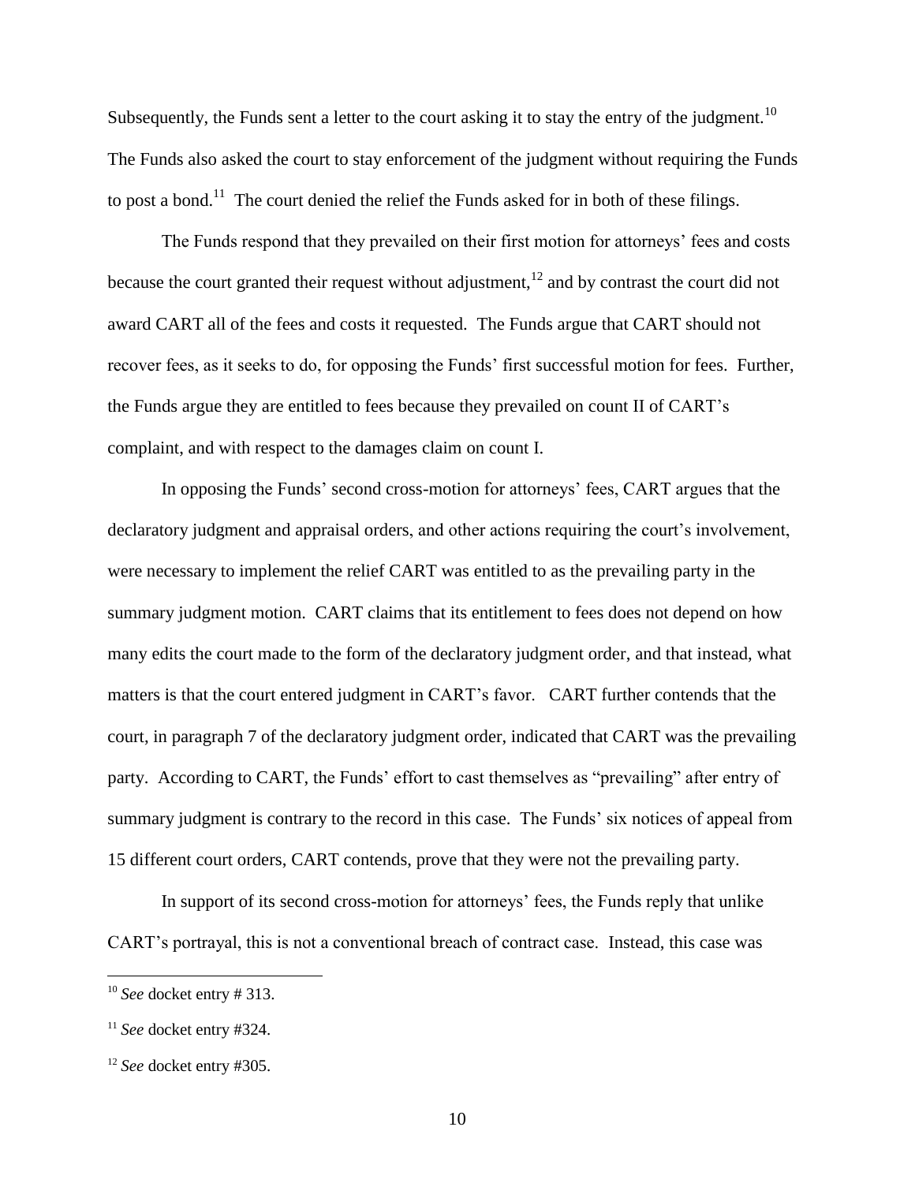Subsequently, the Funds sent a letter to the court asking it to stay the entry of the judgment.[10] The Funds also asked the court to stay enforcement of the judgment without requiring the Funds to post a bond.[11] The court denied the relief the Funds asked for in both of these filings.

The Funds respond that they prevailed on their first motion for attorneys' fees and costs because the court granted their request without adjustment,[12] and by contrast the court did not award CART all of the fees and costs it requested. The Funds argue that CART should not recover fees, as it seeks to do, for opposing the Funds' first successful motion for fees. Further, the Funds argue they are entitled to fees because they prevailed on count II of CART's complaint, and with respect to the damages claim on count I.

In opposing the Funds' second cross-motion for attorneys' fees, CART argues that the declaratory judgment and appraisal orders, and other actions requiring the court's involvement, were necessary to implement the relief CART was entitled to as the prevailing party in the summary judgment motion. CART claims that its entitlement to fees does not depend on how many edits the court made to the form of the declaratory judgment order, and that instead, what matters is that the court entered judgment in CART's favor. CART further contends that the court, in paragraph 7 of the declaratory judgment order, indicated that CART was the prevailing party. According to CART, the Funds' effort to cast themselves as "prevailing" after entry of summary judgment is contrary to the record in this case. The Funds' six notices of appeal from 15 different court orders, CART contends, prove that they were not the prevailing party.

In support of its second cross-motion for attorneys' fees, the Funds reply that unlike CART's portrayal, this is not a conventional breach of contract case. Instead, this case was

---

[10] *See* docket entry # 313.

[11] *See* docket entry #324.

[12] *See* docket entry #305.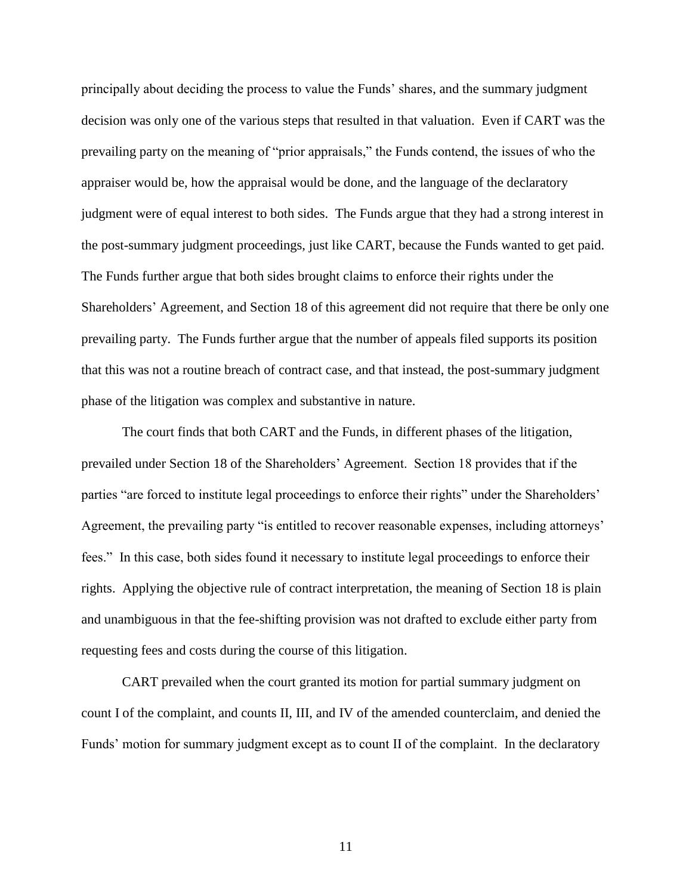principally about deciding the process to value the Funds' shares, and the summary judgment decision was only one of the various steps that resulted in that valuation. Even if CART was the prevailing party on the meaning of "prior appraisals," the Funds contend, the issues of who the appraiser would be, how the appraisal would be done, and the language of the declaratory judgment were of equal interest to both sides. The Funds argue that they had a strong interest in the post-summary judgment proceedings, just like CART, because the Funds wanted to get paid. The Funds further argue that both sides brought claims to enforce their rights under the Shareholders' Agreement, and Section 18 of this agreement did not require that there be only one prevailing party. The Funds further argue that the number of appeals filed supports its position that this was not a routine breach of contract case, and that instead, the post-summary judgment phase of the litigation was complex and substantive in nature.

The court finds that both CART and the Funds, in different phases of the litigation, prevailed under Section 18 of the Shareholders' Agreement. Section 18 provides that if the parties "are forced to institute legal proceedings to enforce their rights" under the Shareholders' Agreement, the prevailing party "is entitled to recover reasonable expenses, including attorneys' fees." In this case, both sides found it necessary to institute legal proceedings to enforce their rights. Applying the objective rule of contract interpretation, the meaning of Section 18 is plain and unambiguous in that the fee-shifting provision was not drafted to exclude either party from requesting fees and costs during the course of this litigation.

CART prevailed when the court granted its motion for partial summary judgment on count I of the complaint, and counts II, III, and IV of the amended counterclaim, and denied the Funds' motion for summary judgment except as to count II of the complaint. In the declaratory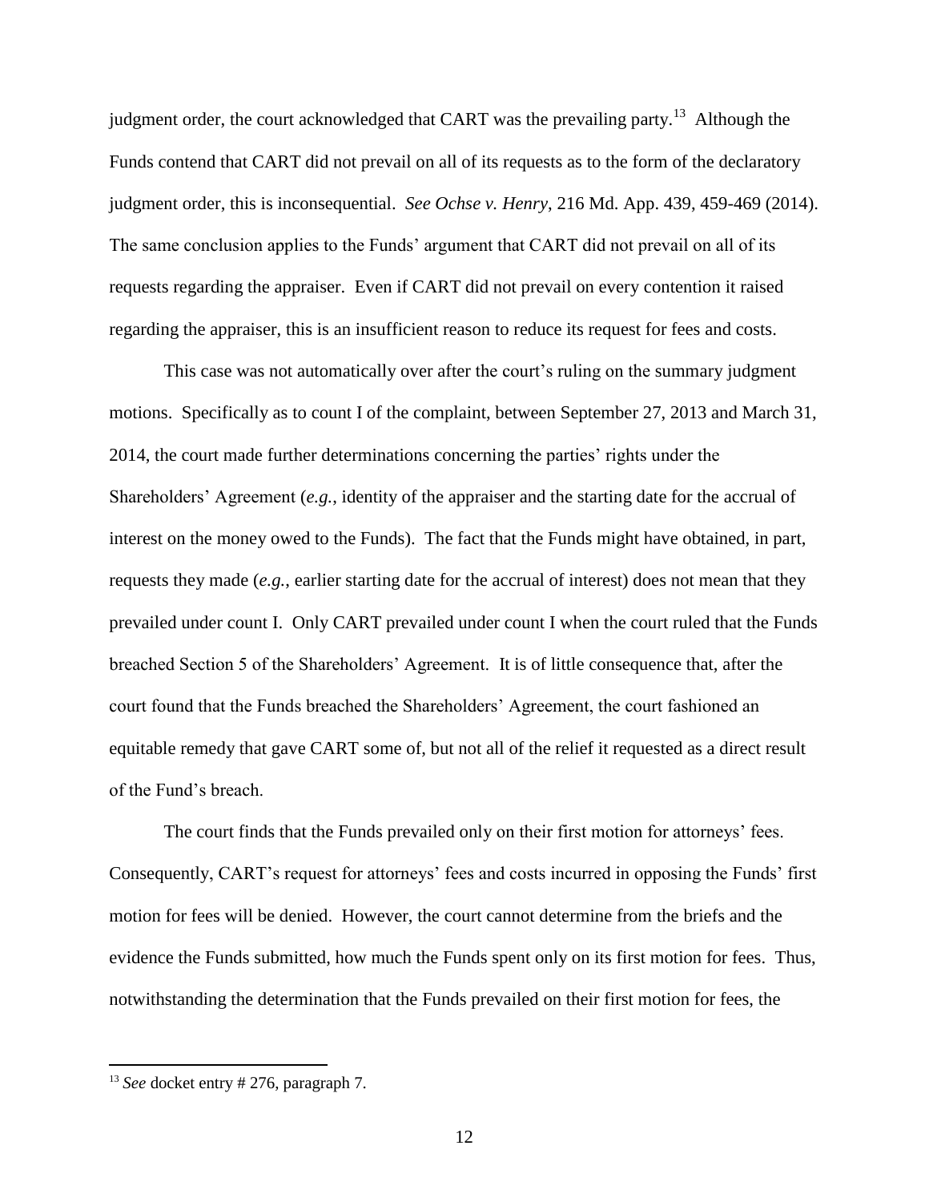judgment order, the court acknowledged that CART was the prevailing party.[13] Although the Funds contend that CART did not prevail on all of its requests as to the form of the declaratory judgment order, this is inconsequential. *See Ochse v. Henry*, 216 Md. App. 439, 459-469 (2014). The same conclusion applies to the Funds' argument that CART did not prevail on all of its requests regarding the appraiser. Even if CART did not prevail on every contention it raised regarding the appraiser, this is an insufficient reason to reduce its request for fees and costs.

This case was not automatically over after the court's ruling on the summary judgment motions. Specifically as to count I of the complaint, between September 27, 2013 and March 31, 2014, the court made further determinations concerning the parties' rights under the Shareholders' Agreement (*e.g.*, identity of the appraiser and the starting date for the accrual of interest on the money owed to the Funds). The fact that the Funds might have obtained, in part, requests they made (*e.g.*, earlier starting date for the accrual of interest) does not mean that they prevailed under count I. Only CART prevailed under count I when the court ruled that the Funds breached Section 5 of the Shareholders' Agreement. It is of little consequence that, after the court found that the Funds breached the Shareholders' Agreement, the court fashioned an equitable remedy that gave CART some of, but not all of the relief it requested as a direct result of the Fund's breach.

The court finds that the Funds prevailed only on their first motion for attorneys' fees. Consequently, CART's request for attorneys' fees and costs incurred in opposing the Funds' first motion for fees will be denied. However, the court cannot determine from the briefs and the evidence the Funds submitted, how much the Funds spent only on its first motion for fees. Thus, notwithstanding the determination that the Funds prevailed on their first motion for fees, the

---

[13] *See* docket entry # 276, paragraph 7.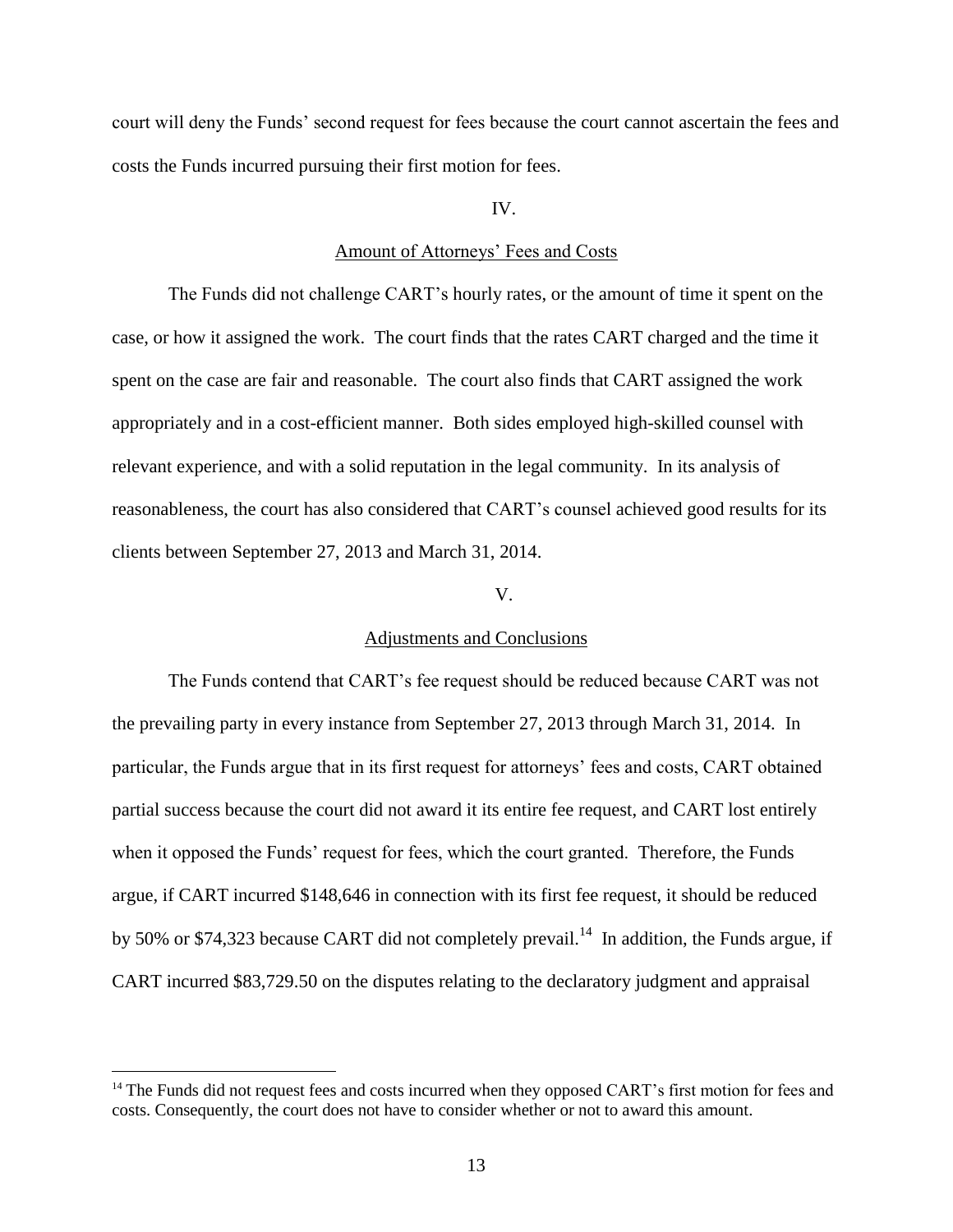court will deny the Funds' second request for fees because the court cannot ascertain the fees and costs the Funds incurred pursuing their first motion for fees.

## IV.

## Amount of Attorneys' Fees and Costs

The Funds did not challenge CART's hourly rates, or the amount of time it spent on the case, or how it assigned the work. The court finds that the rates CART charged and the time it spent on the case are fair and reasonable. The court also finds that CART assigned the work appropriately and in a cost-efficient manner. Both sides employed high-skilled counsel with relevant experience, and with a solid reputation in the legal community. In its analysis of reasonableness, the court has also considered that CART's counsel achieved good results for its clients between September 27, 2013 and March 31, 2014.

## V.

## Adjustments and Conclusions

The Funds contend that CART's fee request should be reduced because CART was not the prevailing party in every instance from September 27, 2013 through March 31, 2014. In particular, the Funds argue that in its first request for attorneys' fees and costs, CART obtained partial success because the court did not award it its entire fee request, and CART lost entirely when it opposed the Funds' request for fees, which the court granted. Therefore, the Funds argue, if CART incurred $148,646 in connection with its first fee request, it should be reduced by 50% or $74,323 because CART did not completely prevail.[14] In addition, the Funds argue, if CART incurred $83,729.50 on the disputes relating to the declaratory judgment and appraisal

[14] The Funds did not request fees and costs incurred when they opposed CART's first motion for fees and costs. Consequently, the court does not have to consider whether or not to award this amount.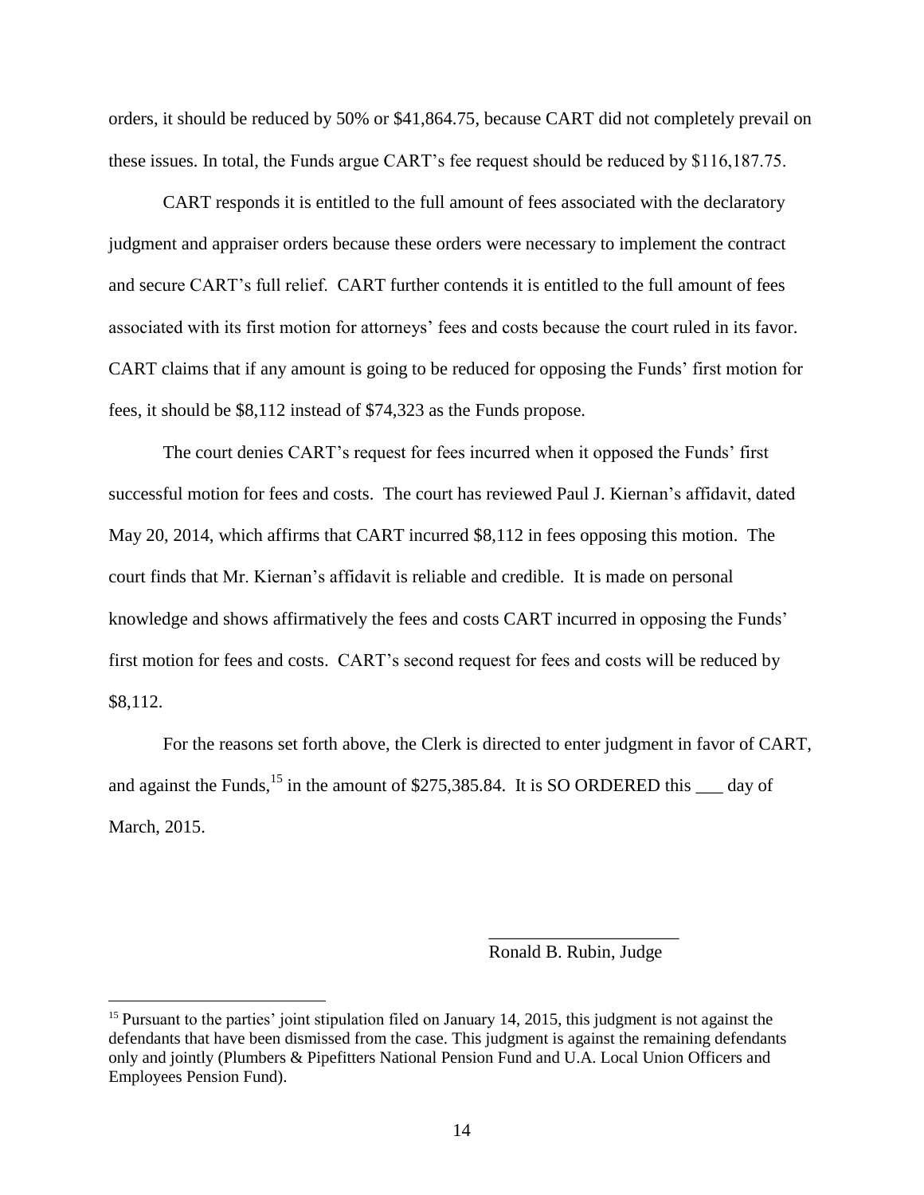orders, it should be reduced by 50% or $41,864.75, because CART did not completely prevail on these issues. In total, the Funds argue CART's fee request should be reduced by $116,187.75.

CART responds it is entitled to the full amount of fees associated with the declaratory judgment and appraiser orders because these orders were necessary to implement the contract and secure CART's full relief. CART further contends it is entitled to the full amount of fees associated with its first motion for attorneys' fees and costs because the court ruled in its favor. CART claims that if any amount is going to be reduced for opposing the Funds' first motion for fees, it should be $8,112 instead of $74,323 as the Funds propose.

The court denies CART's request for fees incurred when it opposed the Funds' first successful motion for fees and costs. The court has reviewed Paul J. Kiernan's affidavit, dated May 20, 2014, which affirms that CART incurred $8,112 in fees opposing this motion. The court finds that Mr. Kiernan's affidavit is reliable and credible. It is made on personal knowledge and shows affirmatively the fees and costs CART incurred in opposing the Funds' first motion for fees and costs. CART's second request for fees and costs will be reduced by $8,112.

For the reasons set forth above, the Clerk is directed to enter judgment in favor of CART, and against the Funds,[15] in the amount of $275,385.84. It is SO ORDERED this ___ day of March, 2015.

_____________________
Ronald B. Rubin, Judge

---

[15] Pursuant to the parties' joint stipulation filed on January 14, 2015, this judgment is not against the defendants that have been dismissed from the case. This judgment is against the remaining defendants only and jointly (Plumbers & Pipefitters National Pension Fund and U.A. Local Union Officers and Employees Pension Fund).